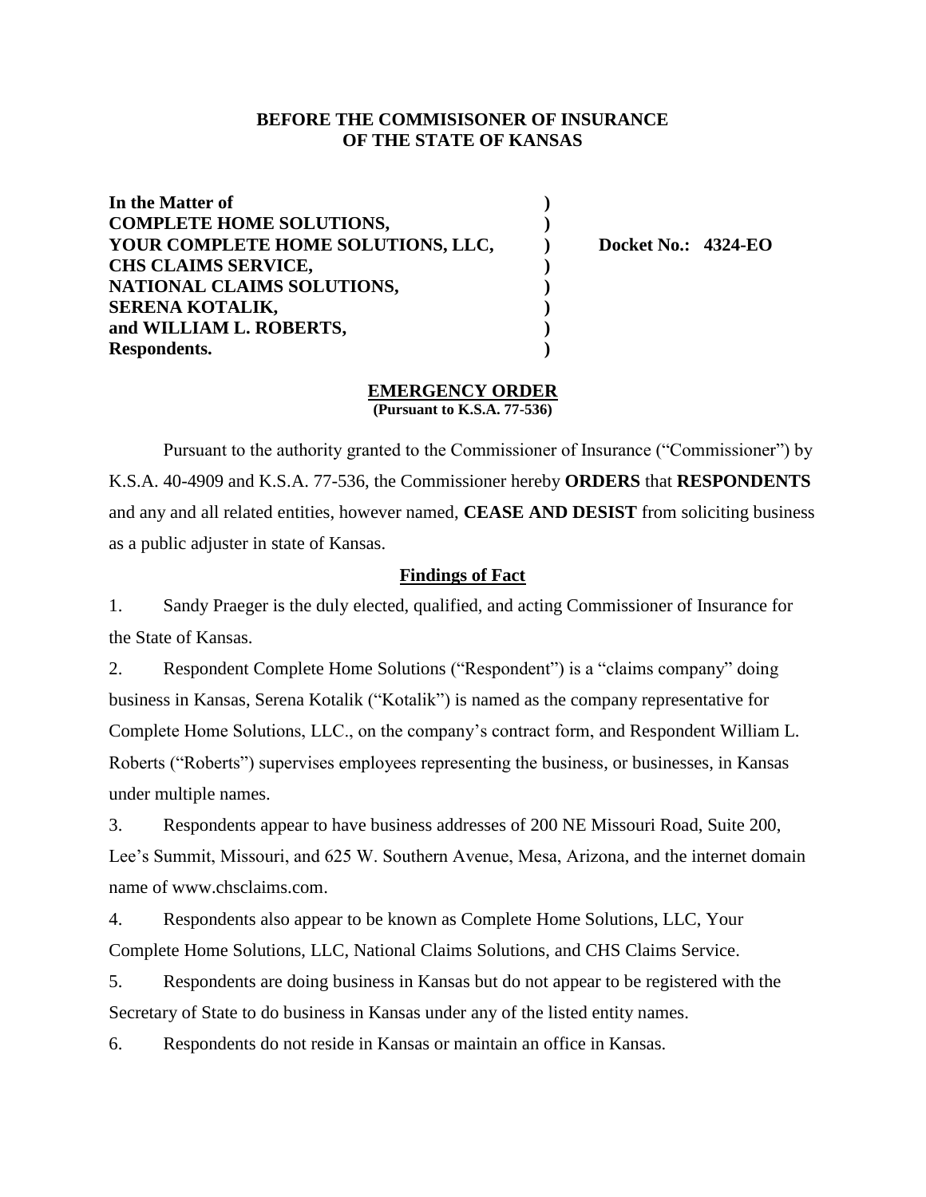**BEFORE THE COMMISISONER OF INSURANCE**
**OF THE STATE OF KANSAS**

| | | |
|---|---|---|
| **In the Matter of** | **)** | |
| **COMPLETE HOME SOLUTIONS,** | **)** | |
| **YOUR COMPLETE HOME SOLUTIONS, LLC,** | **)** | **Docket No.: 4324-EO** |
| **CHS CLAIMS SERVICE,** | **)** | |
| **NATIONAL CLAIMS SOLUTIONS,** | **)** | |
| **SERENA KOTALIK,** | **)** | |
| **and WILLIAM L. ROBERTS,** | **)** | |
| **Respondents.** | **)** | |

## EMERGENCY ORDER

**(Pursuant to K.S.A. 77-536)**

Pursuant to the authority granted to the Commissioner of Insurance ("Commissioner") by K.S.A. 40-4909 and K.S.A. 77-536, the Commissioner hereby **ORDERS** that **RESPONDENTS** and any and all related entities, however named, **CEASE AND DESIST** from soliciting business as a public adjuster in state of Kansas.

### Findings of Fact

1. Sandy Praeger is the duly elected, qualified, and acting Commissioner of Insurance for the State of Kansas.

2. Respondent Complete Home Solutions ("Respondent") is a "claims company" doing business in Kansas, Serena Kotalik ("Kotalik") is named as the company representative for Complete Home Solutions, LLC., on the company's contract form, and Respondent William L. Roberts ("Roberts") supervises employees representing the business, or businesses, in Kansas under multiple names.

3. Respondents appear to have business addresses of 200 NE Missouri Road, Suite 200, Lee's Summit, Missouri, and 625 W. Southern Avenue, Mesa, Arizona, and the internet domain name of www.chsclaims.com.

4. Respondents also appear to be known as Complete Home Solutions, LLC, Your Complete Home Solutions, LLC, National Claims Solutions, and CHS Claims Service.

5. Respondents are doing business in Kansas but do not appear to be registered with the Secretary of State to do business in Kansas under any of the listed entity names.

6. Respondents do not reside in Kansas or maintain an office in Kansas.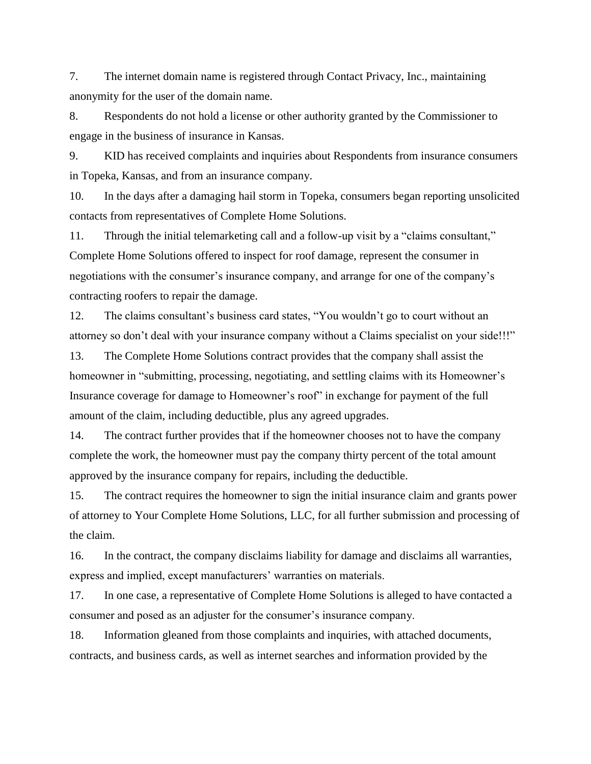7. The internet domain name is registered through Contact Privacy, Inc., maintaining anonymity for the user of the domain name.

8. Respondents do not hold a license or other authority granted by the Commissioner to engage in the business of insurance in Kansas.

9. KID has received complaints and inquiries about Respondents from insurance consumers in Topeka, Kansas, and from an insurance company.

10. In the days after a damaging hail storm in Topeka, consumers began reporting unsolicited contacts from representatives of Complete Home Solutions.

11. Through the initial telemarketing call and a follow-up visit by a "claims consultant," Complete Home Solutions offered to inspect for roof damage, represent the consumer in negotiations with the consumer's insurance company, and arrange for one of the company's contracting roofers to repair the damage.

12. The claims consultant's business card states, "You wouldn't go to court without an attorney so don't deal with your insurance company without a Claims specialist on your side!!!"

13. The Complete Home Solutions contract provides that the company shall assist the homeowner in "submitting, processing, negotiating, and settling claims with its Homeowner's Insurance coverage for damage to Homeowner's roof" in exchange for payment of the full amount of the claim, including deductible, plus any agreed upgrades.

14. The contract further provides that if the homeowner chooses not to have the company complete the work, the homeowner must pay the company thirty percent of the total amount approved by the insurance company for repairs, including the deductible.

15. The contract requires the homeowner to sign the initial insurance claim and grants power of attorney to Your Complete Home Solutions, LLC, for all further submission and processing of the claim.

16. In the contract, the company disclaims liability for damage and disclaims all warranties, express and implied, except manufacturers' warranties on materials.

17. In one case, a representative of Complete Home Solutions is alleged to have contacted a consumer and posed as an adjuster for the consumer's insurance company.

18. Information gleaned from those complaints and inquiries, with attached documents, contracts, and business cards, as well as internet searches and information provided by the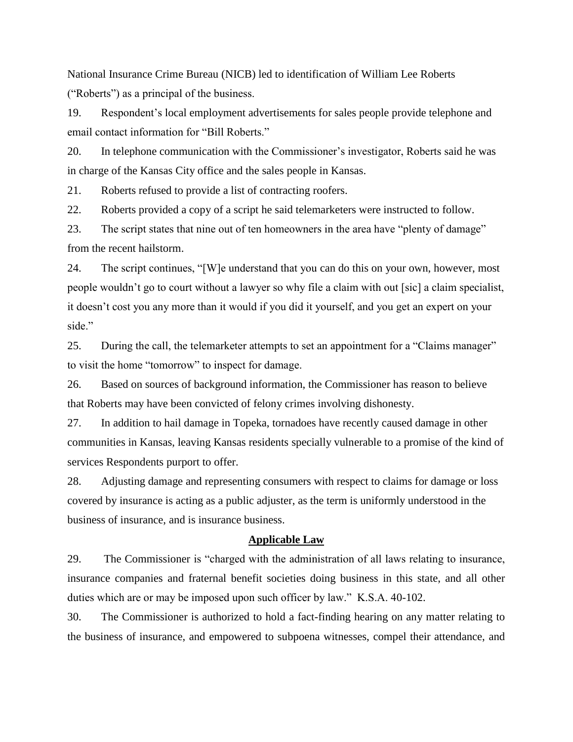National Insurance Crime Bureau (NICB) led to identification of William Lee Roberts ("Roberts") as a principal of the business.

19. Respondent's local employment advertisements for sales people provide telephone and email contact information for "Bill Roberts."

20. In telephone communication with the Commissioner's investigator, Roberts said he was in charge of the Kansas City office and the sales people in Kansas.

21. Roberts refused to provide a list of contracting roofers.

22. Roberts provided a copy of a script he said telemarketers were instructed to follow.

23. The script states that nine out of ten homeowners in the area have "plenty of damage" from the recent hailstorm.

24. The script continues, "[W]e understand that you can do this on your own, however, most people wouldn't go to court without a lawyer so why file a claim with out [sic] a claim specialist, it doesn't cost you any more than it would if you did it yourself, and you get an expert on your side."

25. During the call, the telemarketer attempts to set an appointment for a "Claims manager" to visit the home "tomorrow" to inspect for damage.

26. Based on sources of background information, the Commissioner has reason to believe that Roberts may have been convicted of felony crimes involving dishonesty.

27. In addition to hail damage in Topeka, tornadoes have recently caused damage in other communities in Kansas, leaving Kansas residents specially vulnerable to a promise of the kind of services Respondents purport to offer.

28. Adjusting damage and representing consumers with respect to claims for damage or loss covered by insurance is acting as a public adjuster, as the term is uniformly understood in the business of insurance, and is insurance business.

## Applicable Law

29. The Commissioner is "charged with the administration of all laws relating to insurance, insurance companies and fraternal benefit societies doing business in this state, and all other duties which are or may be imposed upon such officer by law." K.S.A. 40-102.

30. The Commissioner is authorized to hold a fact-finding hearing on any matter relating to the business of insurance, and empowered to subpoena witnesses, compel their attendance, and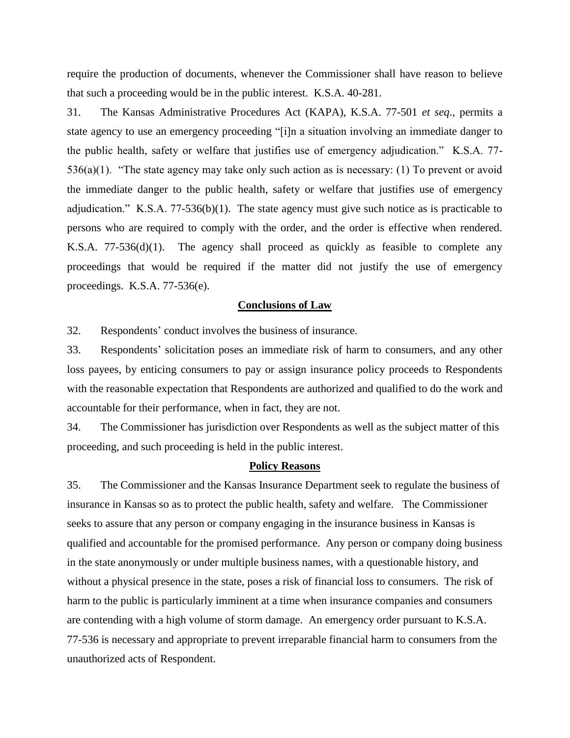require the production of documents, whenever the Commissioner shall have reason to believe that such a proceeding would be in the public interest. K.S.A. 40-281.

31. The Kansas Administrative Procedures Act (KAPA), K.S.A. 77-501 *et seq*., permits a state agency to use an emergency proceeding "[i]n a situation involving an immediate danger to the public health, safety or welfare that justifies use of emergency adjudication." K.S.A. 77-536(a)(1). "The state agency may take only such action as is necessary: (1) To prevent or avoid the immediate danger to the public health, safety or welfare that justifies use of emergency adjudication." K.S.A. 77-536(b)(1). The state agency must give such notice as is practicable to persons who are required to comply with the order, and the order is effective when rendered. K.S.A. 77-536(d)(1). The agency shall proceed as quickly as feasible to complete any proceedings that would be required if the matter did not justify the use of emergency proceedings. K.S.A. 77-536(e).

## Conclusions of Law

32. Respondents' conduct involves the business of insurance.

33. Respondents' solicitation poses an immediate risk of harm to consumers, and any other loss payees, by enticing consumers to pay or assign insurance policy proceeds to Respondents with the reasonable expectation that Respondents are authorized and qualified to do the work and accountable for their performance, when in fact, they are not.

34. The Commissioner has jurisdiction over Respondents as well as the subject matter of this proceeding, and such proceeding is held in the public interest.

## Policy Reasons

35. The Commissioner and the Kansas Insurance Department seek to regulate the business of insurance in Kansas so as to protect the public health, safety and welfare. The Commissioner seeks to assure that any person or company engaging in the insurance business in Kansas is qualified and accountable for the promised performance. Any person or company doing business in the state anonymously or under multiple business names, with a questionable history, and without a physical presence in the state, poses a risk of financial loss to consumers. The risk of harm to the public is particularly imminent at a time when insurance companies and consumers are contending with a high volume of storm damage. An emergency order pursuant to K.S.A. 77-536 is necessary and appropriate to prevent irreparable financial harm to consumers from the unauthorized acts of Respondent.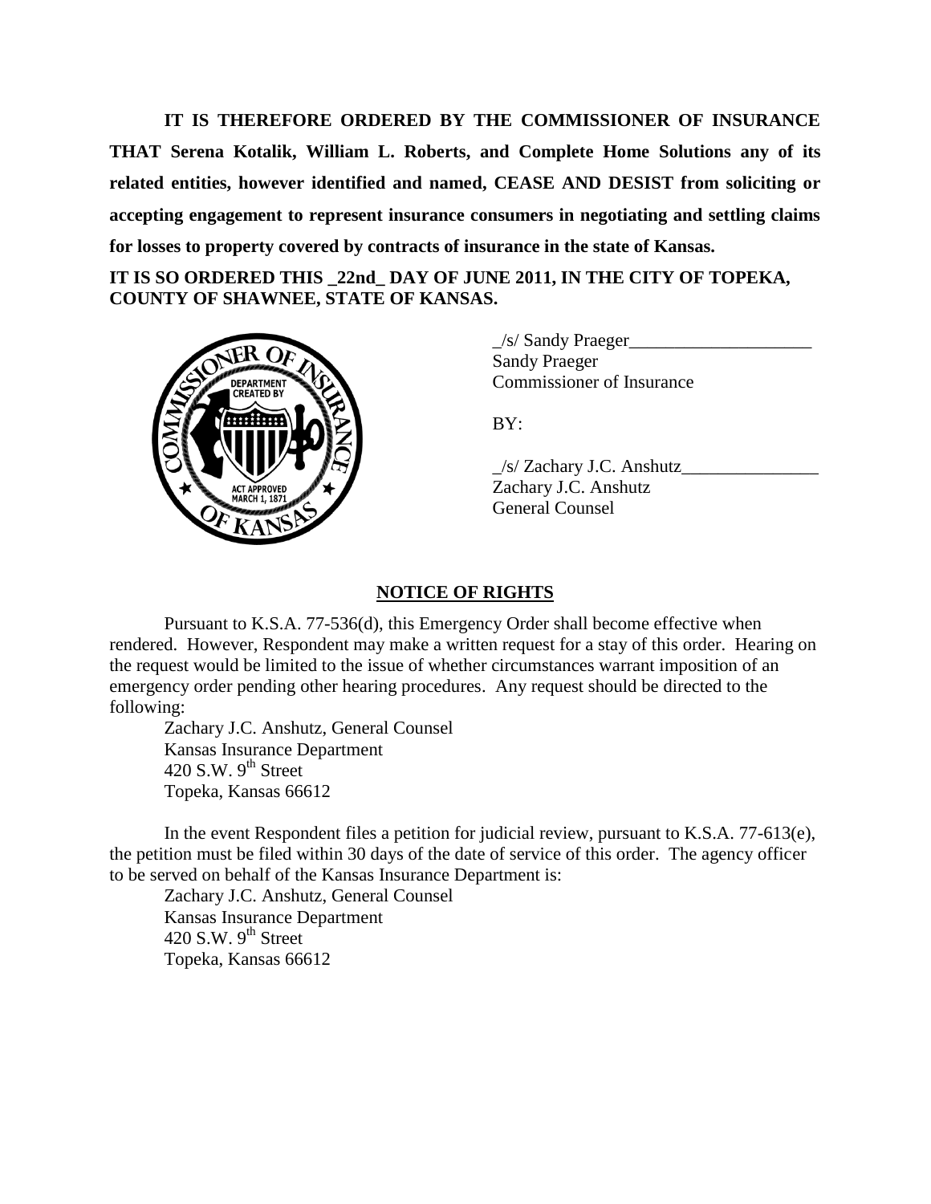**IT IS THEREFORE ORDERED BY THE COMMISSIONER OF INSURANCE THAT Serena Kotalik, William L. Roberts, and Complete Home Solutions any of its related entities, however identified and named, CEASE AND DESIST from soliciting or accepting engagement to represent insurance consumers in negotiating and settling claims for losses to property covered by contracts of insurance in the state of Kansas.**

**IT IS SO ORDERED THIS _22nd_ DAY OF JUNE 2011, IN THE CITY OF TOPEKA, COUNTY OF SHAWNEE, STATE OF KANSAS.**

_/s/ Sandy Praeger____________________
Sandy Praeger
Commissioner of Insurance

BY:

_/s/ Zachary J.C. Anshutz_______________
Zachary J.C. Anshutz
General Counsel

## NOTICE OF RIGHTS

Pursuant to K.S.A. 77-536(d), this Emergency Order shall become effective when rendered. However, Respondent may make a written request for a stay of this order. Hearing on the request would be limited to the issue of whether circumstances warrant imposition of an emergency order pending other hearing procedures. Any request should be directed to the following:

Zachary J.C. Anshutz, General Counsel
Kansas Insurance Department
420 S.W. 9th Street
Topeka, Kansas 66612

In the event Respondent files a petition for judicial review, pursuant to K.S.A. 77-613(e), the petition must be filed within 30 days of the date of service of this order. The agency officer to be served on behalf of the Kansas Insurance Department is:

Zachary J.C. Anshutz, General Counsel
Kansas Insurance Department
420 S.W. 9th Street
Topeka, Kansas 66612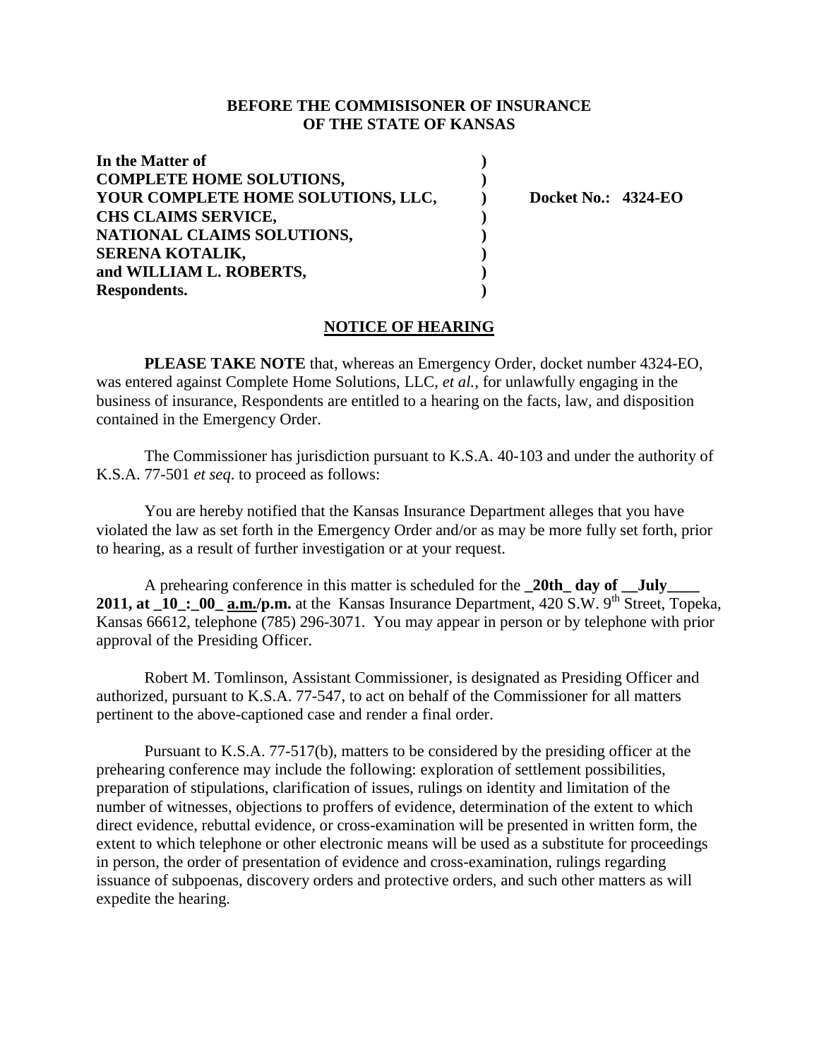**BEFORE THE COMMISISONER OF INSURANCE**
**OF THE STATE OF KANSAS**

**In the Matter of** )
**COMPLETE HOME SOLUTIONS,** )
**YOUR COMPLETE HOME SOLUTIONS, LLC,** ) **Docket No.: 4324-EO**
**CHS CLAIMS SERVICE,** )
**NATIONAL CLAIMS SOLUTIONS,** )
**SERENA KOTALIK,** )
**and WILLIAM L. ROBERTS,** )
**Respondents.** )

**NOTICE OF HEARING**

**PLEASE TAKE NOTE** that, whereas an Emergency Order, docket number 4324-EO, was entered against Complete Home Solutions, LLC, *et al.*, for unlawfully engaging in the business of insurance, Respondents are entitled to a hearing on the facts, law, and disposition contained in the Emergency Order.

The Commissioner has jurisdiction pursuant to K.S.A. 40-103 and under the authority of K.S.A. 77-501 *et seq*. to proceed as follows:

You are hereby notified that the Kansas Insurance Department alleges that you have violated the law as set forth in the Emergency Order and/or as may be more fully set forth, prior to hearing, as a result of further investigation or at your request.

A prehearing conference in this matter is scheduled for the **_20th_ day of __July____ 2011, at _10_:_00_ a.m./p.m.** at the Kansas Insurance Department, 420 S.W. 9th Street, Topeka, Kansas 66612, telephone (785) 296-3071. You may appear in person or by telephone with prior approval of the Presiding Officer.

Robert M. Tomlinson, Assistant Commissioner, is designated as Presiding Officer and authorized, pursuant to K.S.A. 77-547, to act on behalf of the Commissioner for all matters pertinent to the above-captioned case and render a final order.

Pursuant to K.S.A. 77-517(b), matters to be considered by the presiding officer at the prehearing conference may include the following: exploration of settlement possibilities, preparation of stipulations, clarification of issues, rulings on identity and limitation of the number of witnesses, objections to proffers of evidence, determination of the extent to which direct evidence, rebuttal evidence, or cross-examination will be presented in written form, the extent to which telephone or other electronic means will be used as a substitute for proceedings in person, the order of presentation of evidence and cross-examination, rulings regarding issuance of subpoenas, discovery orders and protective orders, and such other matters as will expedite the hearing.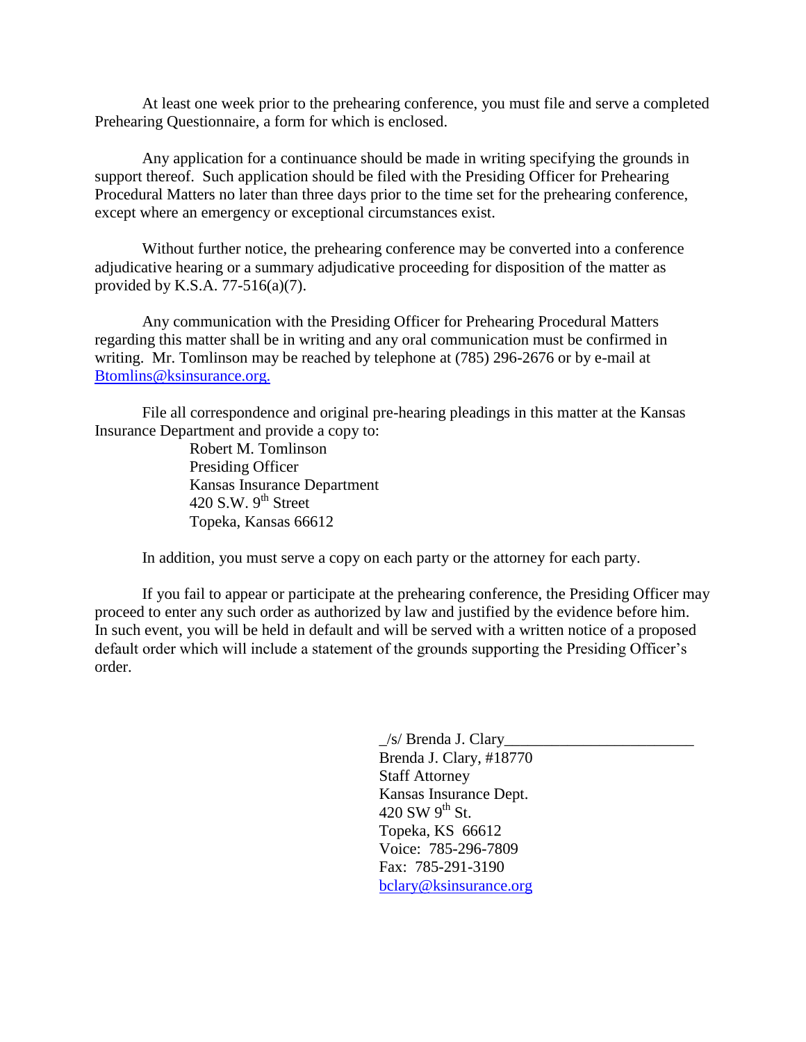At least one week prior to the prehearing conference, you must file and serve a completed Prehearing Questionnaire, a form for which is enclosed.

Any application for a continuance should be made in writing specifying the grounds in support thereof. Such application should be filed with the Presiding Officer for Prehearing Procedural Matters no later than three days prior to the time set for the prehearing conference, except where an emergency or exceptional circumstances exist.

Without further notice, the prehearing conference may be converted into a conference adjudicative hearing or a summary adjudicative proceeding for disposition of the matter as provided by K.S.A. 77-516(a)(7).

Any communication with the Presiding Officer for Prehearing Procedural Matters regarding this matter shall be in writing and any oral communication must be confirmed in writing. Mr. Tomlinson may be reached by telephone at (785) 296-2676 or by e-mail at Btomlins@ksinsurance.org.

File all correspondence and original pre-hearing pleadings in this matter at the Kansas Insurance Department and provide a copy to:

Robert M. Tomlinson  
Presiding Officer  
Kansas Insurance Department  
420 S.W. 9th Street  
Topeka, Kansas 66612

In addition, you must serve a copy on each party or the attorney for each party.

If you fail to appear or participate at the prehearing conference, the Presiding Officer may proceed to enter any such order as authorized by law and justified by the evidence before him. In such event, you will be held in default and will be served with a written notice of a proposed default order which will include a statement of the grounds supporting the Presiding Officer's order.

_/s/ Brenda J. Clary________________________  
Brenda J. Clary, #18770  
Staff Attorney  
Kansas Insurance Dept.  
420 SW 9th St.  
Topeka, KS 66612  
Voice: 785-296-7809  
Fax: 785-291-3190  
bclary@ksinsurance.org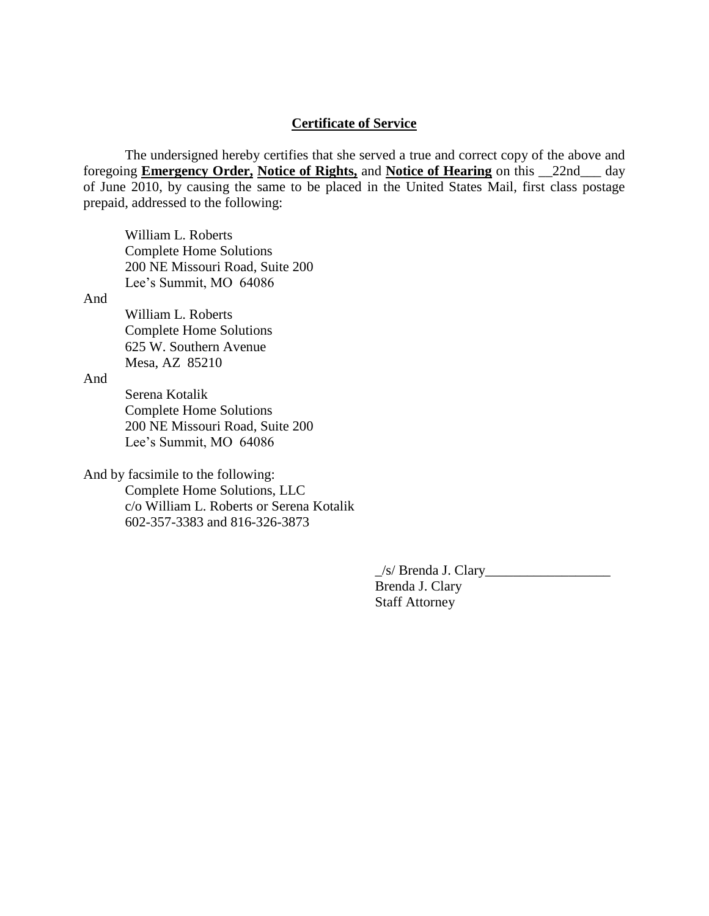## Certificate of Service

The undersigned hereby certifies that she served a true and correct copy of the above and foregoing **Emergency Order,** **Notice of Rights,** and **Notice of Hearing** on this __22nd___ day of June 2010, by causing the same to be placed in the United States Mail, first class postage prepaid, addressed to the following:

William L. Roberts  
Complete Home Solutions  
200 NE Missouri Road, Suite 200  
Lee's Summit, MO 64086

And

William L. Roberts  
Complete Home Solutions  
625 W. Southern Avenue  
Mesa, AZ 85210

And

Serena Kotalik  
Complete Home Solutions  
200 NE Missouri Road, Suite 200  
Lee's Summit, MO 64086

And by facsimile to the following:

Complete Home Solutions, LLC  
c/o William L. Roberts or Serena Kotalik  
602-357-3383 and 816-326-3873

_/s/ Brenda J. Clary__________________  
Brenda J. Clary  
Staff Attorney